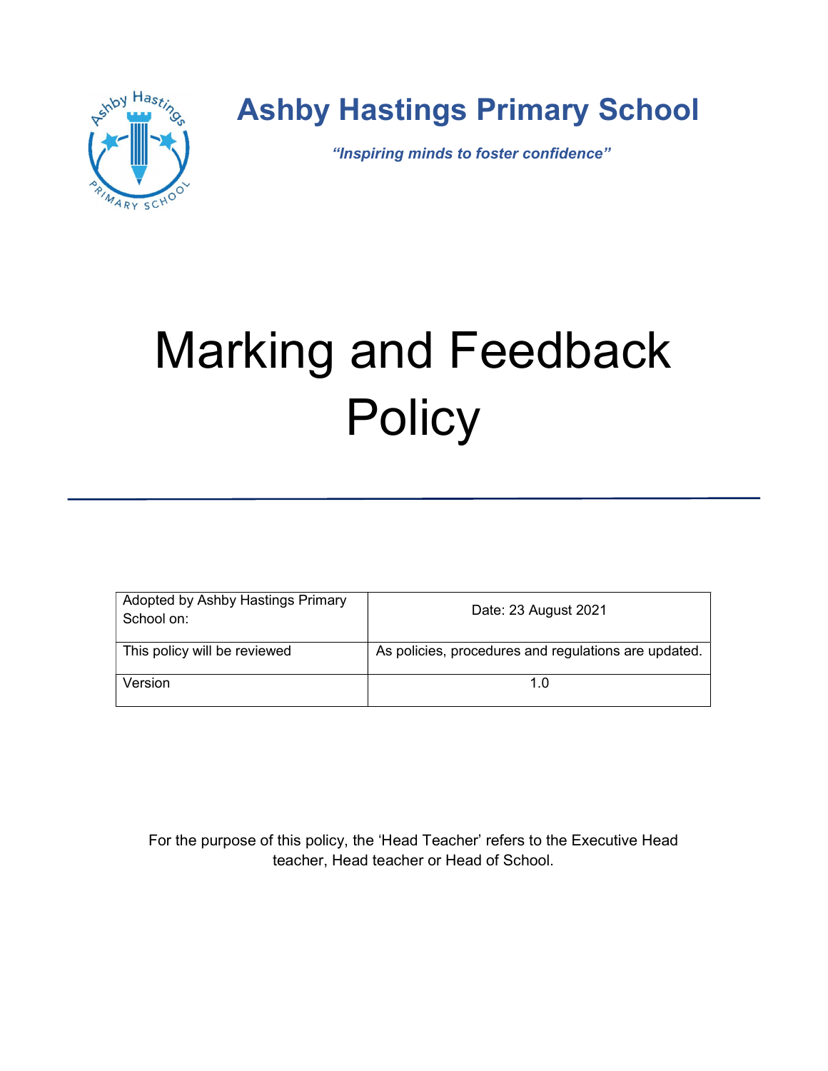# Ashby Hastings Primary School

***"Inspiring minds to foster confidence"***

# Marking and Feedback Policy

| Adopted by Ashby Hastings Primary School on: | Date: 23 August 2021 |
|---|---|
| This policy will be reviewed | As policies, procedures and regulations are updated. |
| Version | 1.0 |

For the purpose of this policy, the 'Head Teacher' refers to the Executive Head teacher, Head teacher or Head of School.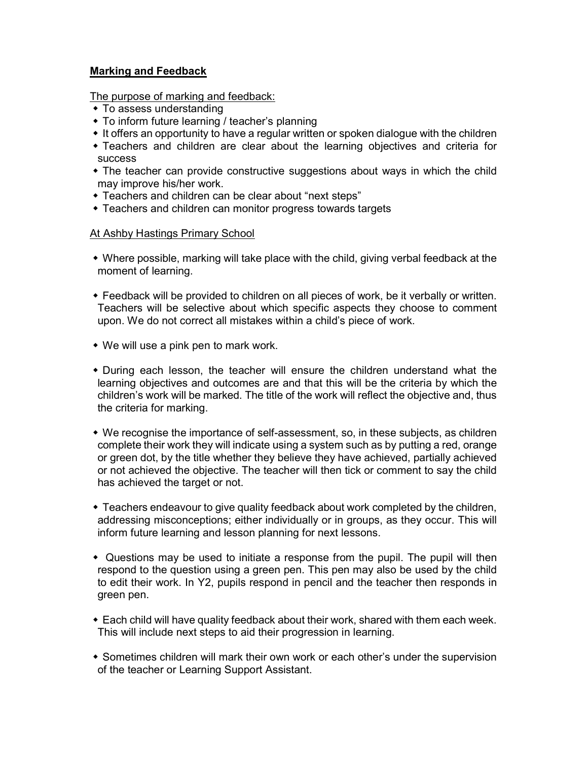## Marking and Feedback

The purpose of marking and feedback:

- To assess understanding
- To inform future learning / teacher's planning
- It offers an opportunity to have a regular written or spoken dialogue with the children
- Teachers and children are clear about the learning objectives and criteria for success
- The teacher can provide constructive suggestions about ways in which the child may improve his/her work.
- Teachers and children can be clear about "next steps"
- Teachers and children can monitor progress towards targets

At Ashby Hastings Primary School

- Where possible, marking will take place with the child, giving verbal feedback at the moment of learning.

- Feedback will be provided to children on all pieces of work, be it verbally or written. Teachers will be selective about which specific aspects they choose to comment upon. We do not correct all mistakes within a child's piece of work.

- We will use a pink pen to mark work.

- During each lesson, the teacher will ensure the children understand what the learning objectives and outcomes are and that this will be the criteria by which the children's work will be marked. The title of the work will reflect the objective and, thus the criteria for marking.

- We recognise the importance of self-assessment, so, in these subjects, as children complete their work they will indicate using a system such as by putting a red, orange or green dot, by the title whether they believe they have achieved, partially achieved or not achieved the objective. The teacher will then tick or comment to say the child has achieved the target or not.

- Teachers endeavour to give quality feedback about work completed by the children, addressing misconceptions; either individually or in groups, as they occur. This will inform future learning and lesson planning for next lessons.

- Questions may be used to initiate a response from the pupil. The pupil will then respond to the question using a green pen. This pen may also be used by the child to edit their work. In Y2, pupils respond in pencil and the teacher then responds in green pen.

- Each child will have quality feedback about their work, shared with them each week. This will include next steps to aid their progression in learning.

- Sometimes children will mark their own work or each other's under the supervision of the teacher or Learning Support Assistant.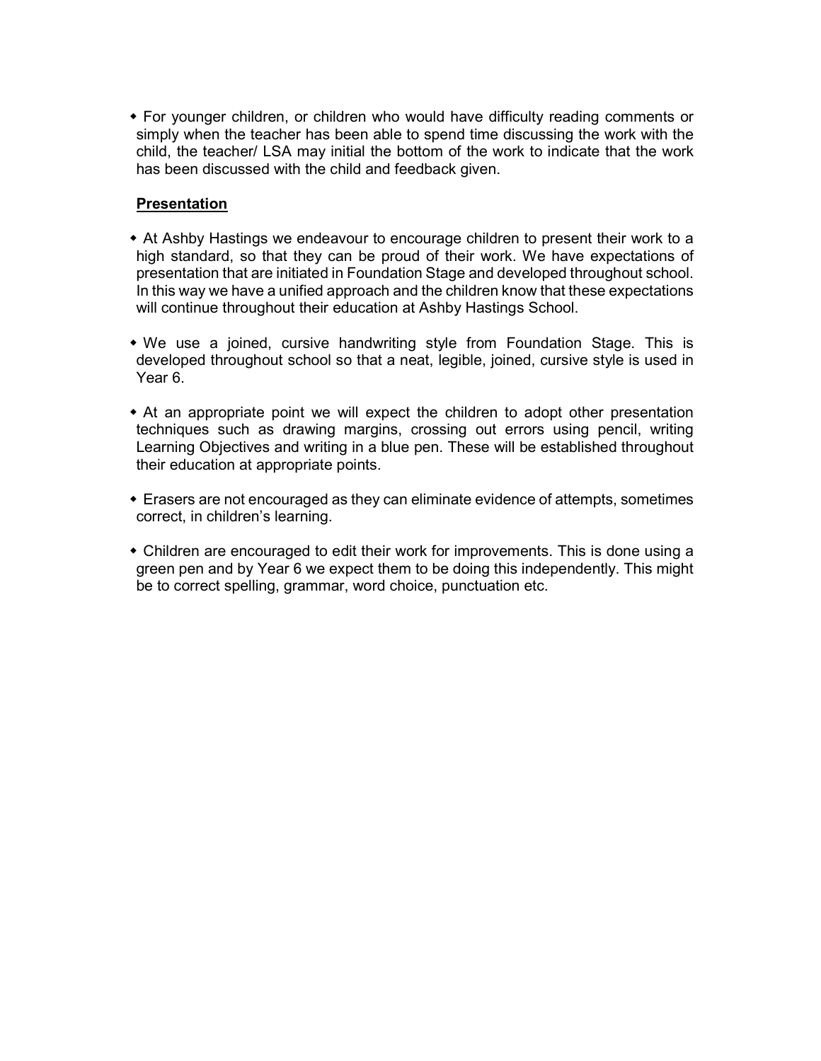- For younger children, or children who would have difficulty reading comments or simply when the teacher has been able to spend time discussing the work with the child, the teacher/ LSA may initial the bottom of the work to indicate that the work has been discussed with the child and feedback given.

**Presentation**

- At Ashby Hastings we endeavour to encourage children to present their work to a high standard, so that they can be proud of their work. We have expectations of presentation that are initiated in Foundation Stage and developed throughout school. In this way we have a unified approach and the children know that these expectations will continue throughout their education at Ashby Hastings School.
- We use a joined, cursive handwriting style from Foundation Stage. This is developed throughout school so that a neat, legible, joined, cursive style is used in Year 6.
- At an appropriate point we will expect the children to adopt other presentation techniques such as drawing margins, crossing out errors using pencil, writing Learning Objectives and writing in a blue pen. These will be established throughout their education at appropriate points.
- Erasers are not encouraged as they can eliminate evidence of attempts, sometimes correct, in children's learning.
- Children are encouraged to edit their work for improvements. This is done using a green pen and by Year 6 we expect them to be doing this independently. This might be to correct spelling, grammar, word choice, punctuation etc.